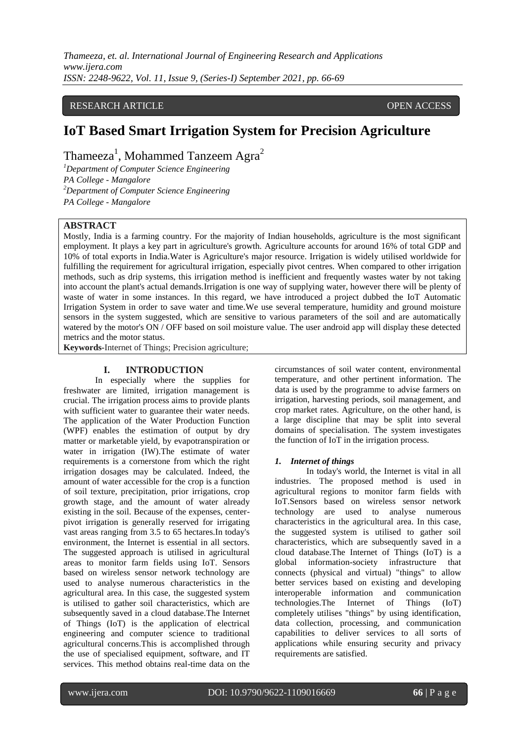RESEARCH ARTICLE OPEN ACCESS

# IoT Based Smart Irrigation System for Precision Agriculture

Thameeza[1], Mohammed Tanzeem Agra[2]

[1]*Department of Computer Science Engineering*
*PA College - Mangalore*
[2]*Department of Computer Science Engineering*
*PA College - Mangalore*

## ABSTRACT

Mostly, India is a farming country. For the majority of Indian households, agriculture is the most significant employment. It plays a key part in agriculture's growth. Agriculture accounts for around 16% of total GDP and 10% of total exports in India.Water is Agriculture's major resource. Irrigation is widely utilised worldwide for fulfilling the requirement for agricultural irrigation, especially pivot centres. When compared to other irrigation methods, such as drip systems, this irrigation method is inefficient and frequently wastes water by not taking into account the plant's actual demands.Irrigation is one way of supplying water, however there will be plenty of waste of water in some instances. In this regard, we have introduced a project dubbed the IoT Automatic Irrigation System in order to save water and time.We use several temperature, humidity and ground moisture sensors in the system suggested, which are sensitive to various parameters of the soil and are automatically watered by the motor's ON / OFF based on soil moisture value. The user android app will display these detected metrics and the motor status.

**Keywords-**Internet of Things; Precision agriculture;

## I. INTRODUCTION

In especially where the supplies for freshwater are limited, irrigation management is crucial. The irrigation process aims to provide plants with sufficient water to guarantee their water needs. The application of the Water Production Function (WPF) enables the estimation of output by dry matter or marketable yield, by evapotranspiration or water in irrigation (IW).The estimate of water requirements is a cornerstone from which the right irrigation dosages may be calculated. Indeed, the amount of water accessible for the crop is a function of soil texture, precipitation, prior irrigations, crop growth stage, and the amount of water already existing in the soil. Because of the expenses, center-pivot irrigation is generally reserved for irrigating vast areas ranging from 3.5 to 65 hectares.In today's environment, the Internet is essential in all sectors. The suggested approach is utilised in agricultural areas to monitor farm fields using IoT. Sensors based on wireless sensor network technology are used to analyse numerous characteristics in the agricultural area. In this case, the suggested system is utilised to gather soil characteristics, which are subsequently saved in a cloud database.The Internet of Things (IoT) is the application of electrical engineering and computer science to traditional agricultural concerns.This is accomplished through the use of specialised equipment, software, and IT services. This method obtains real-time data on the circumstances of soil water content, environmental temperature, and other pertinent information. The data is used by the programme to advise farmers on irrigation, harvesting periods, soil management, and crop market rates. Agriculture, on the other hand, is a large discipline that may be split into several domains of specialisation. The system investigates the function of IoT in the irrigation process.

### *1. Internet of things*

In today's world, the Internet is vital in all industries. The proposed method is used in agricultural regions to monitor farm fields with IoT.Sensors based on wireless sensor network technology are used to analyse numerous characteristics in the agricultural area. In this case, the suggested system is utilised to gather soil characteristics, which are subsequently saved in a cloud database.The Internet of Things (IoT) is a global information-society infrastructure that connects (physical and virtual) "things" to allow better services based on existing and developing interoperable information and communication technologies.The Internet of Things (IoT) completely utilises "things" by using identification, data collection, processing, and communication capabilities to deliver services to all sorts of applications while ensuring security and privacy requirements are satisfied.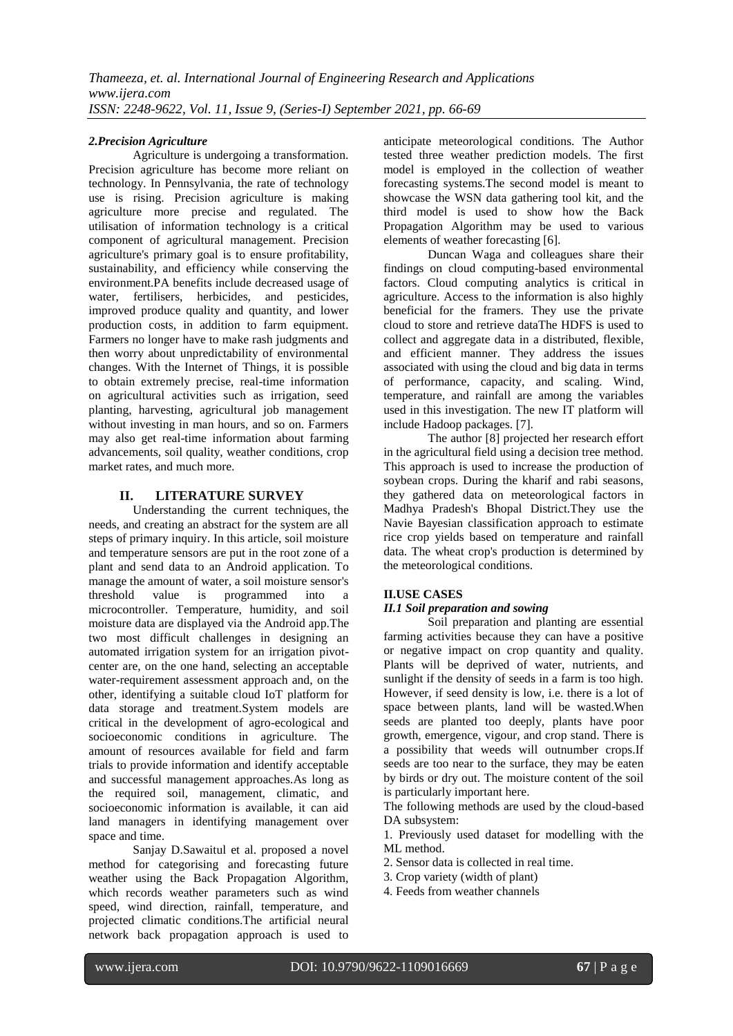### *2.Precision Agriculture*

Agriculture is undergoing a transformation. Precision agriculture has become more reliant on technology. In Pennsylvania, the rate of technology use is rising. Precision agriculture is making agriculture more precise and regulated. The utilisation of information technology is a critical component of agricultural management. Precision agriculture's primary goal is to ensure profitability, sustainability, and efficiency while conserving the environment.PA benefits include decreased usage of water, fertilisers, herbicides, and pesticides, improved produce quality and quantity, and lower production costs, in addition to farm equipment. Farmers no longer have to make rash judgments and then worry about unpredictability of environmental changes. With the Internet of Things, it is possible to obtain extremely precise, real-time information on agricultural activities such as irrigation, seed planting, harvesting, agricultural job management without investing in man hours, and so on. Farmers may also get real-time information about farming advancements, soil quality, weather conditions, crop market rates, and much more.

## II. LITERATURE SURVEY

Understanding the current techniques, the needs, and creating an abstract for the system are all steps of primary inquiry. In this article, soil moisture and temperature sensors are put in the root zone of a plant and send data to an Android application. To manage the amount of water, a soil moisture sensor's threshold value is programmed into a microcontroller. Temperature, humidity, and soil moisture data are displayed via the Android app.The two most difficult challenges in designing an automated irrigation system for an irrigation pivot-center are, on the one hand, selecting an acceptable water-requirement assessment approach and, on the other, identifying a suitable cloud IoT platform for data storage and treatment.System models are critical in the development of agro-ecological and socioeconomic conditions in agriculture. The amount of resources available for field and farm trials to provide information and identify acceptable and successful management approaches.As long as the required soil, management, climatic, and socioeconomic information is available, it can aid land managers in identifying management over space and time.

Sanjay D.Sawaitul et al. proposed a novel method for categorising and forecasting future weather using the Back Propagation Algorithm, which records weather parameters such as wind speed, wind direction, rainfall, temperature, and projected climatic conditions.The artificial neural network back propagation approach is used to anticipate meteorological conditions. The Author tested three weather prediction models. The first model is employed in the collection of weather forecasting systems.The second model is meant to showcase the WSN data gathering tool kit, and the third model is used to show how the Back Propagation Algorithm may be used to various elements of weather forecasting [6].

Duncan Waga and colleagues share their findings on cloud computing-based environmental factors. Cloud computing analytics is critical in agriculture. Access to the information is also highly beneficial for the framers. They use the private cloud to store and retrieve dataThe HDFS is used to collect and aggregate data in a distributed, flexible, and efficient manner. They address the issues associated with using the cloud and big data in terms of performance, capacity, and scaling. Wind, temperature, and rainfall are among the variables used in this investigation. The new IT platform will include Hadoop packages. [7].

The author [8] projected her research effort in the agricultural field using a decision tree method. This approach is used to increase the production of soybean crops. During the kharif and rabi seasons, they gathered data on meteorological factors in Madhya Pradesh's Bhopal District.They use the Navie Bayesian classification approach to estimate rice crop yields based on temperature and rainfall data. The wheat crop's production is determined by the meteorological conditions.

## II.USE CASES

### *II.1 Soil preparation and sowing*

Soil preparation and planting are essential farming activities because they can have a positive or negative impact on crop quantity and quality. Plants will be deprived of water, nutrients, and sunlight if the density of seeds in a farm is too high. However, if seed density is low, i.e. there is a lot of space between plants, land will be wasted.When seeds are planted too deeply, plants have poor growth, emergence, vigour, and crop stand. There is a possibility that weeds will outnumber crops.If seeds are too near to the surface, they may be eaten by birds or dry out. The moisture content of the soil is particularly important here.

The following methods are used by the cloud-based DA subsystem:

1. Previously used dataset for modelling with the ML method.
2. Sensor data is collected in real time.
3. Crop variety (width of plant)
4. Feeds from weather channels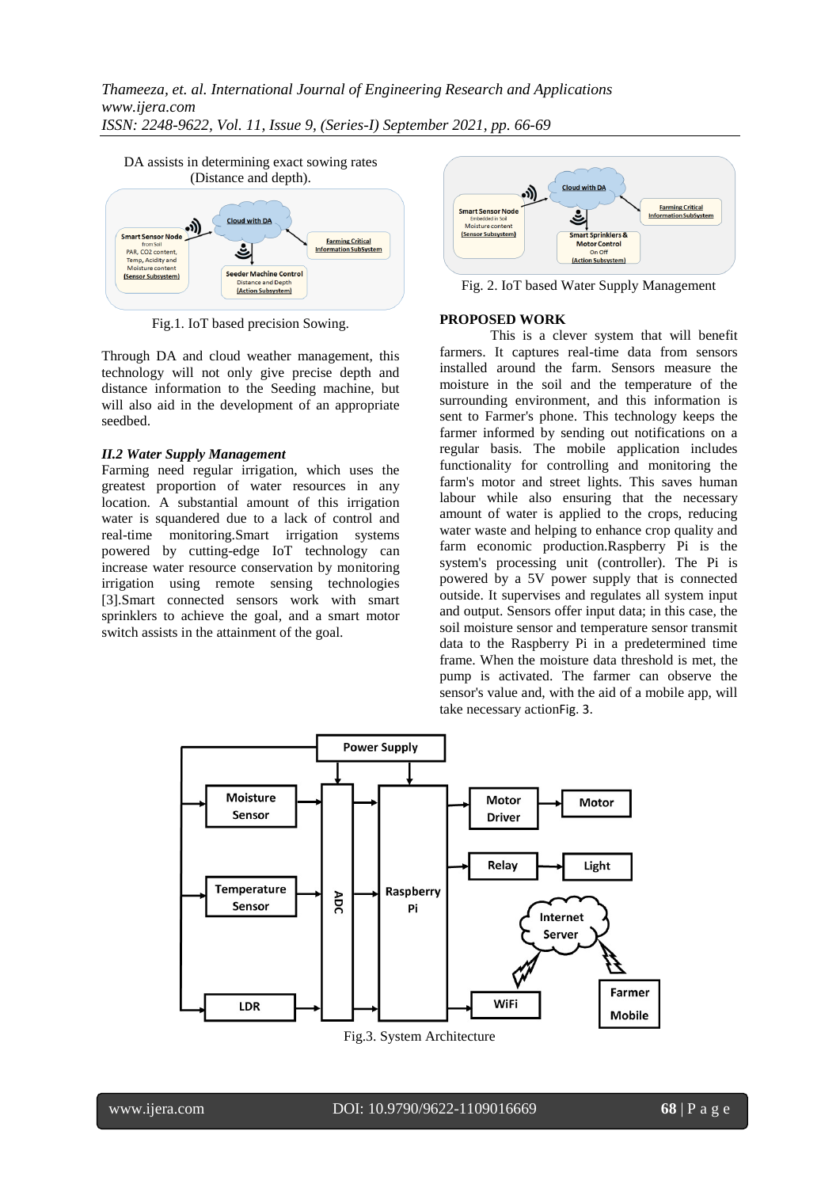DA assists in determining exact sowing rates (Distance and depth).

Fig.1. IoT based precision Sowing.

Through DA and cloud weather management, this technology will not only give precise depth and distance information to the Seeding machine, but will also aid in the development of an appropriate seedbed.

### *II.2 Water Supply Management*

Farming need regular irrigation, which uses the greatest proportion of water resources in any location. A substantial amount of this irrigation water is squandered due to a lack of control and real-time monitoring.Smart irrigation systems powered by cutting-edge IoT technology can increase water resource conservation by monitoring irrigation using remote sensing technologies [3].Smart connected sensors work with smart sprinklers to achieve the goal, and a smart motor switch assists in the attainment of the goal.

Fig. 2. IoT based Water Supply Management

## PROPOSED WORK

This is a clever system that will benefit farmers. It captures real-time data from sensors installed around the farm. Sensors measure the moisture in the soil and the temperature of the surrounding environment, and this information is sent to Farmer's phone. This technology keeps the farmer informed by sending out notifications on a regular basis. The mobile application includes functionality for controlling and monitoring the farm's motor and street lights. This saves human labour while also ensuring that the necessary amount of water is applied to the crops, reducing water waste and helping to enhance crop quality and farm economic production.Raspberry Pi is the system's processing unit (controller). The Pi is powered by a 5V power supply that is connected outside. It supervises and regulates all system input and output. Sensors offer input data; in this case, the soil moisture sensor and temperature sensor transmit data to the Raspberry Pi in a predetermined time frame. When the moisture data threshold is met, the pump is activated. The farmer can observe the sensor's value and, with the aid of a mobile app, will take necessary actionFig. 3.

Fig.3. System Architecture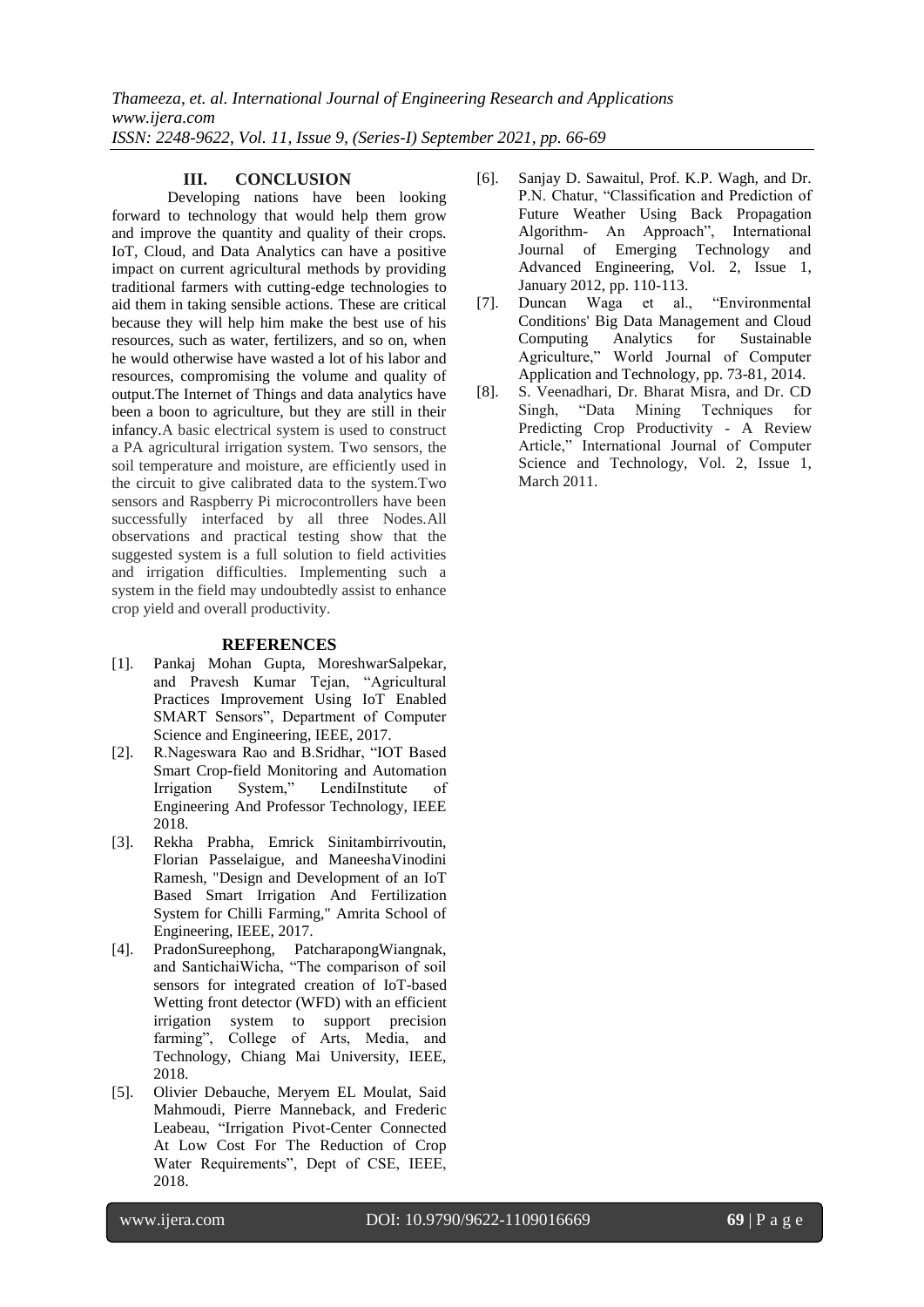## III. CONCLUSION

Developing nations have been looking forward to technology that would help them grow and improve the quantity and quality of their crops. IoT, Cloud, and Data Analytics can have a positive impact on current agricultural methods by providing traditional farmers with cutting-edge technologies to aid them in taking sensible actions. These are critical because they will help him make the best use of his resources, such as water, fertilizers, and so on, when he would otherwise have wasted a lot of his labor and resources, compromising the volume and quality of output.The Internet of Things and data analytics have been a boon to agriculture, but they are still in their infancy.A basic electrical system is used to construct a PA agricultural irrigation system. Two sensors, the soil temperature and moisture, are efficiently used in the circuit to give calibrated data to the system.Two sensors and Raspberry Pi microcontrollers have been successfully interfaced by all three Nodes.All observations and practical testing show that the suggested system is a full solution to field activities and irrigation difficulties. Implementing such a system in the field may undoubtedly assist to enhance crop yield and overall productivity.

## REFERENCES

[1]. Pankaj Mohan Gupta, MoreshwarSalpekar, and Pravesh Kumar Tejan, "Agricultural Practices Improvement Using IoT Enabled SMART Sensors", Department of Computer Science and Engineering, IEEE, 2017.

[2]. R.Nageswara Rao and B.Sridhar, "IOT Based Smart Crop-field Monitoring and Automation Irrigation System," LendiInstitute of Engineering And Professor Technology, IEEE 2018.

[3]. Rekha Prabha, Emrick Sinitambirrivoutin, Florian Passelaigue, and ManeeshaVinodini Ramesh, "Design and Development of an IoT Based Smart Irrigation And Fertilization System for Chilli Farming," Amrita School of Engineering, IEEE, 2017.

[4]. PradonSureephong, PatcharapongWiangnak, and SantichaiWicha, "The comparison of soil sensors for integrated creation of IoT-based Wetting front detector (WFD) with an efficient irrigation system to support precision farming", College of Arts, Media, and Technology, Chiang Mai University, IEEE, 2018.

[5]. Olivier Debauche, Meryem EL Moulat, Said Mahmoudi, Pierre Manneback, and Frederic Leabeau, "Irrigation Pivot-Center Connected At Low Cost For The Reduction of Crop Water Requirements", Dept of CSE, IEEE, 2018.

[6]. Sanjay D. Sawaitul, Prof. K.P. Wagh, and Dr. P.N. Chatur, "Classification and Prediction of Future Weather Using Back Propagation Algorithm- An Approach", International Journal of Emerging Technology and Advanced Engineering, Vol. 2, Issue 1, January 2012, pp. 110-113.

[7]. Duncan Waga et al., "Environmental Conditions' Big Data Management and Cloud Computing Analytics for Sustainable Agriculture," World Journal of Computer Application and Technology, pp. 73-81, 2014.

[8]. S. Veenadhari, Dr. Bharat Misra, and Dr. CD Singh, "Data Mining Techniques for Predicting Crop Productivity - A Review Article," International Journal of Computer Science and Technology, Vol. 2, Issue 1, March 2011.